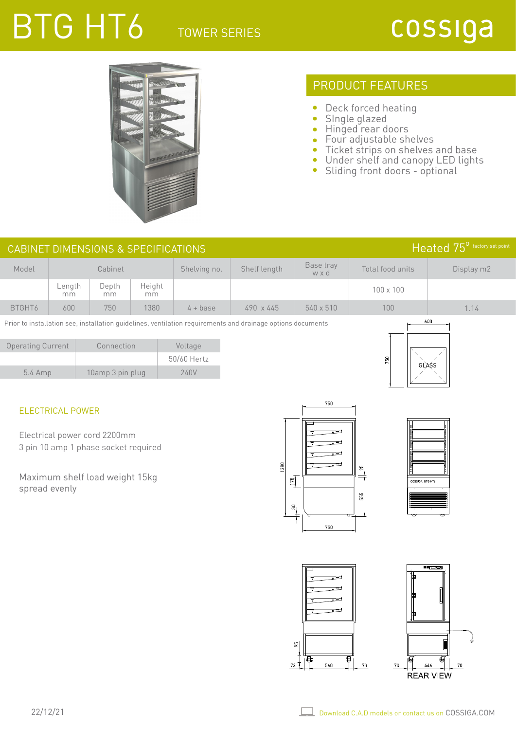# BTG HT6

TOWER SERIES

cossiga

## PRODUCT FEATURES

- Deck forced heating
- SIngle glazed
- Hinged rear doors
- Four adjustable shelves
- Ticket strips on shelves and base
- Under shelf and canopy LED lights
- Sliding front doors - optional

## CABINET DIMENSIONS & SPECIFICATIONS

Heated 75° factory set point

| Model | Cabinet | | | Shelving no. | Shelf length | Base tray w x d | Total food units | Display m2 |
|---|---|---|---|---|---|---|---|---|
| | Length mm | Depth mm | Height mm | | | | 100 x 100 | |
| BTGHT6 | 600 | 750 | 1380 | 4 + base | 490 x 445 | 540 x 510 | 100 | 1.14 |

Prior to installation see, installation guidelines, ventilation requirements and drainage options documents

| Operating Current | Connection | Voltage |
|---|---|---|
| | | 50/60 Hertz |
| 5.4 Amp | 10amp 3 pin plug | 240V |

### ELECTRICAL POWER

Electrical power cord 2200mm
3 pin 10 amp 1 phase socket required

Maximum shelf load weight 15kg
spread evenly

REAR VIEW

22/12/21

Download C.A.D models or contact us on COSSIGA.COM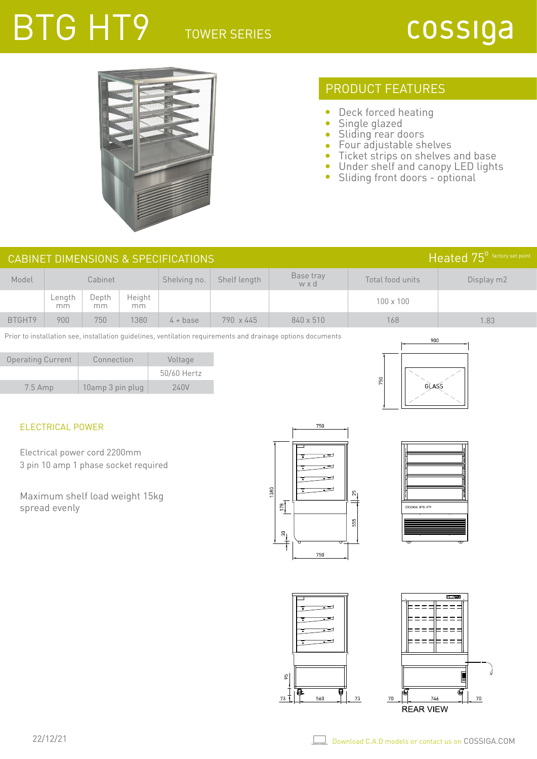# BTG HT9

TOWER SERIES

cossiga

## PRODUCT FEATURES

- Deck forced heating
- Single glazed
- Sliding rear doors
- Four adjustable shelves
- Ticket strips on shelves and base
- Under shelf and canopy LED lights
- Sliding front doors - optional

## CABINET DIMENSIONS & SPECIFICATIONS

Heated 75° factory set point

| Model | Cabinet | | | Shelving no. | Shelf length | Base tray w x d | Total food units | Display m2 |
|---|---|---|---|---|---|---|---|---|
| | Length mm | Depth mm | Height mm | | | | 100 x 100 | |
| BTGHT9 | 900 | 750 | 1380 | 4 + base | 790 x 445 | 840 x 510 | 168 | 1.83 |

Prior to installation see, installation guidelines, ventilation requirements and drainage options documents

| Operating Current | Connection | Voltage |
|---|---|---|
| | | 50/60 Hertz |
| 7.5 Amp | 10amp 3 pin plug | 240V |

### ELECTRICAL POWER

Electrical power cord 2200mm
3 pin 10 amp 1 phase socket required

Maximum shelf load weight 15kg
spread evenly

REAR VIEW

22/12/21

Download C.A.D models or contact us on COSSIGA.COM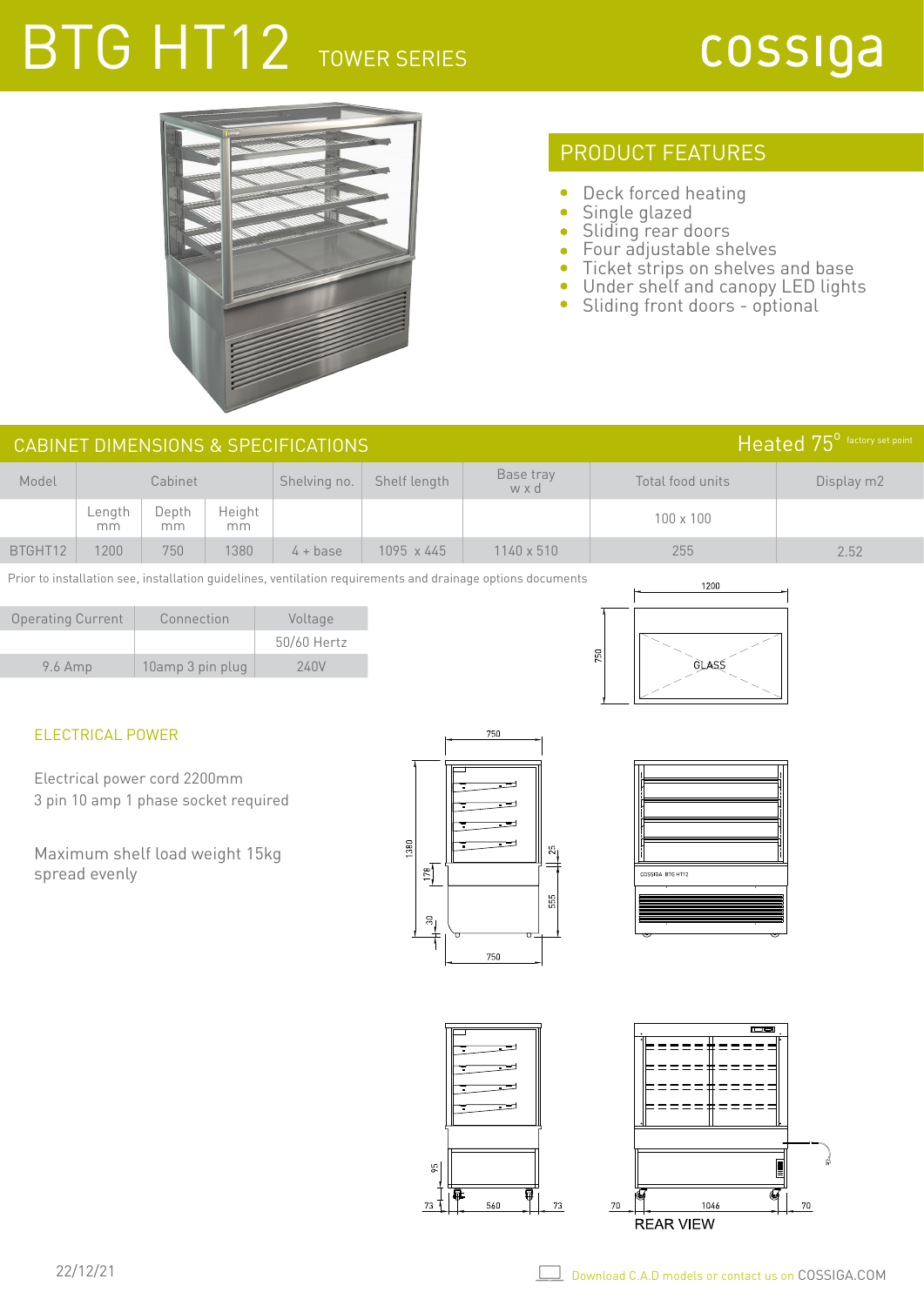# BTG HT12 TOWER SERIES

cossiga

## PRODUCT FEATURES

- Deck forced heating
- Single glazed
- Sliding rear doors
- Four adjustable shelves
- Ticket strips on shelves and base
- Under shelf and canopy LED lights
- Sliding front doors - optional

## CABINET DIMENSIONS & SPECIFICATIONS

Heated 75° factory set point

| Model | Cabinet | | | Shelving no. | Shelf length | Base tray w x d | Total food units | Display m2 |
|---|---|---|---|---|---|---|---|---|
| | Length mm | Depth mm | Height mm | | | | 100 x 100 | |
| BTGHT12 | 1200 | 750 | 1380 | 4 + base | 1095 x 445 | 1140 x 510 | 255 | 2.52 |

Prior to installation see, installation guidelines, ventilation requirements and drainage options documents

| Operating Current | Connection | Voltage |
|---|---|---|
| | | 50/60 Hertz |
| 9.6 Amp | 10amp 3 pin plug | 240V |

### ELECTRICAL POWER

Electrical power cord 2200mm
3 pin 10 amp 1 phase socket required

Maximum shelf load weight 15kg spread evenly

1200
750
GLASS
750
1380
178
30
25
555
750
COSSIGA BTG HT12
95
73
560
73
70
1046
70
REAR VIEW

22/12/21

Download C.A.D models or contact us on COSSIGA.COM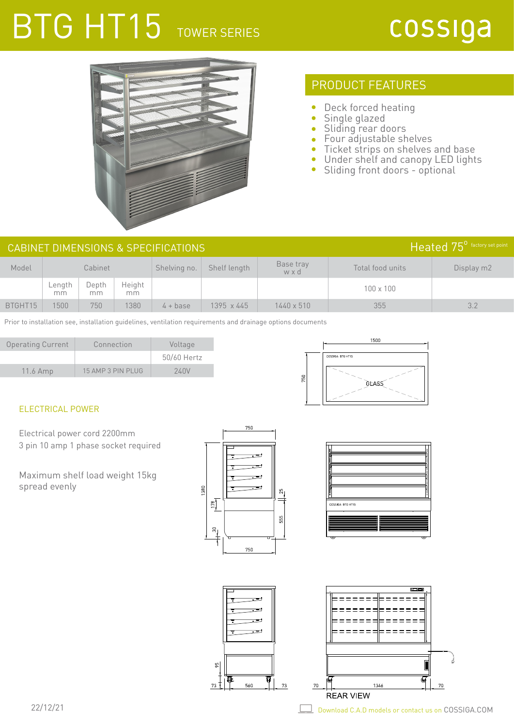# BTG HT15 TOWER SERIES

cossiga

## PRODUCT FEATURES

- Deck forced heating
- Single glazed
- Sliding rear doors
- Four adjustable shelves
- Ticket strips on shelves and base
- Under shelf and canopy LED lights
- Sliding front doors - optional

## CABINET DIMENSIONS & SPECIFICATIONS

Heated 75° factory set point

| Model | Cabinet | | | Shelving no. | Shelf length | Base tray w x d | Total food units | Display m2 |
|---|---|---|---|---|---|---|---|---|
| | Length mm | Depth mm | Height mm | | | | 100 x 100 | |
| BTGHT15 | 1500 | 750 | 1380 | 4 + base | 1395 x 445 | 1440 x 510 | 355 | 3.2 |

Prior to installation see, installation guidelines, ventilation requirements and drainage options documents

| Operating Current | Connection | Voltage |
|---|---|---|
| | | 50/60 Hertz |
| 11.6 Amp | 15 AMP 3 PIN PLUG | 240V |

### ELECTRICAL POWER

Electrical power cord 2200mm
3 pin 10 amp 1 phase socket required

Maximum shelf load weight 15kg
spread evenly

1500
750
COSSIGA BTG HT15
GLASS

750
1380
178
30
25
555
750

COSSIGA BTG HT15

95
73
560
73

70
1346
70
REAR VIEW

22/12/21

Download C.A.D models or contact us on COSSIGA.COM